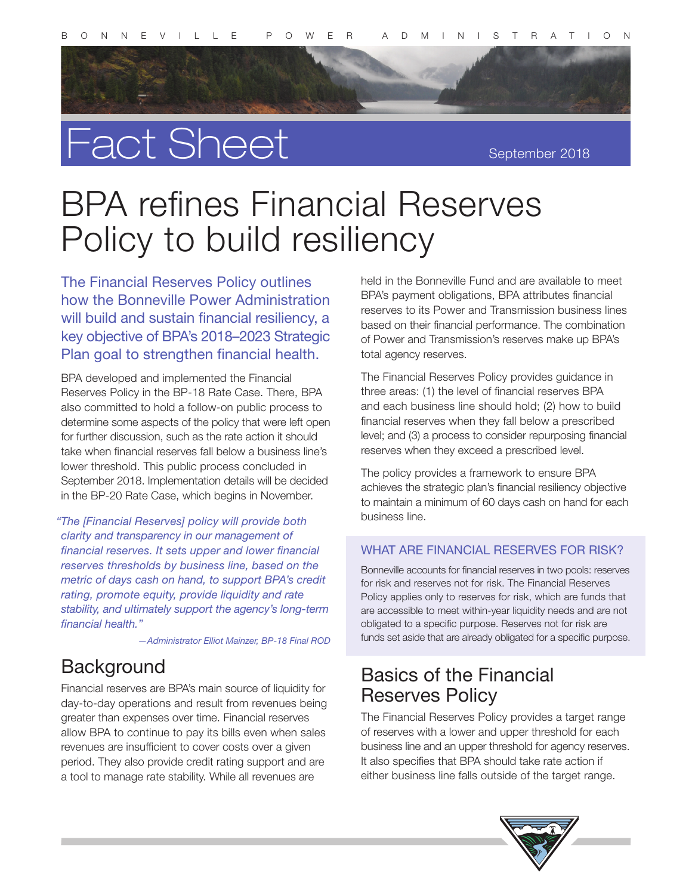BONNEVILLE POWER ADMINISTRATION

# Fact Sheet

September 2018

# BPA refines Financial Reserves Policy to build resiliency

The Financial Reserves Policy outlines how the Bonneville Power Administration will build and sustain financial resiliency, a key objective of BPA's 2018–2023 Strategic Plan goal to strengthen financial health.

BPA developed and implemented the Financial Reserves Policy in the BP-18 Rate Case. There, BPA also committed to hold a follow-on public process to determine some aspects of the policy that were left open for further discussion, such as the rate action it should take when financial reserves fall below a business line's lower threshold. This public process concluded in September 2018. Implementation details will be decided in the BP-20 Rate Case, which begins in November.

*"The [Financial Reserves] policy will provide both clarity and transparency in our management of financial reserves. It sets upper and lower financial reserves thresholds by business line, based on the metric of days cash on hand, to support BPA's credit rating, promote equity, provide liquidity and rate stability, and ultimately support the agency's long-term financial health."*

*—Administrator Elliot Mainzer, BP-18 Final ROD*

## Background

Financial reserves are BPA's main source of liquidity for day-to-day operations and result from revenues being greater than expenses over time. Financial reserves allow BPA to continue to pay its bills even when sales revenues are insufficient to cover costs over a given period. They also provide credit rating support and are a tool to manage rate stability. While all revenues are held in the Bonneville Fund and are available to meet BPA's payment obligations, BPA attributes financial reserves to its Power and Transmission business lines based on their financial performance. The combination of Power and Transmission's reserves make up BPA's total agency reserves.

The Financial Reserves Policy provides guidance in three areas: (1) the level of financial reserves BPA and each business line should hold; (2) how to build financial reserves when they fall below a prescribed level; and (3) a process to consider repurposing financial reserves when they exceed a prescribed level.

The policy provides a framework to ensure BPA achieves the strategic plan's financial resiliency objective to maintain a minimum of 60 days cash on hand for each business line.

### WHAT ARE FINANCIAL RESERVES FOR RISK?

Bonneville accounts for financial reserves in two pools: reserves for risk and reserves not for risk. The Financial Reserves Policy applies only to reserves for risk, which are funds that are accessible to meet within-year liquidity needs and are not obligated to a specific purpose. Reserves not for risk are funds set aside that are already obligated for a specific purpose.

## Basics of the Financial Reserves Policy

The Financial Reserves Policy provides a target range of reserves with a lower and upper threshold for each business line and an upper threshold for agency reserves. It also specifies that BPA should take rate action if either business line falls outside of the target range.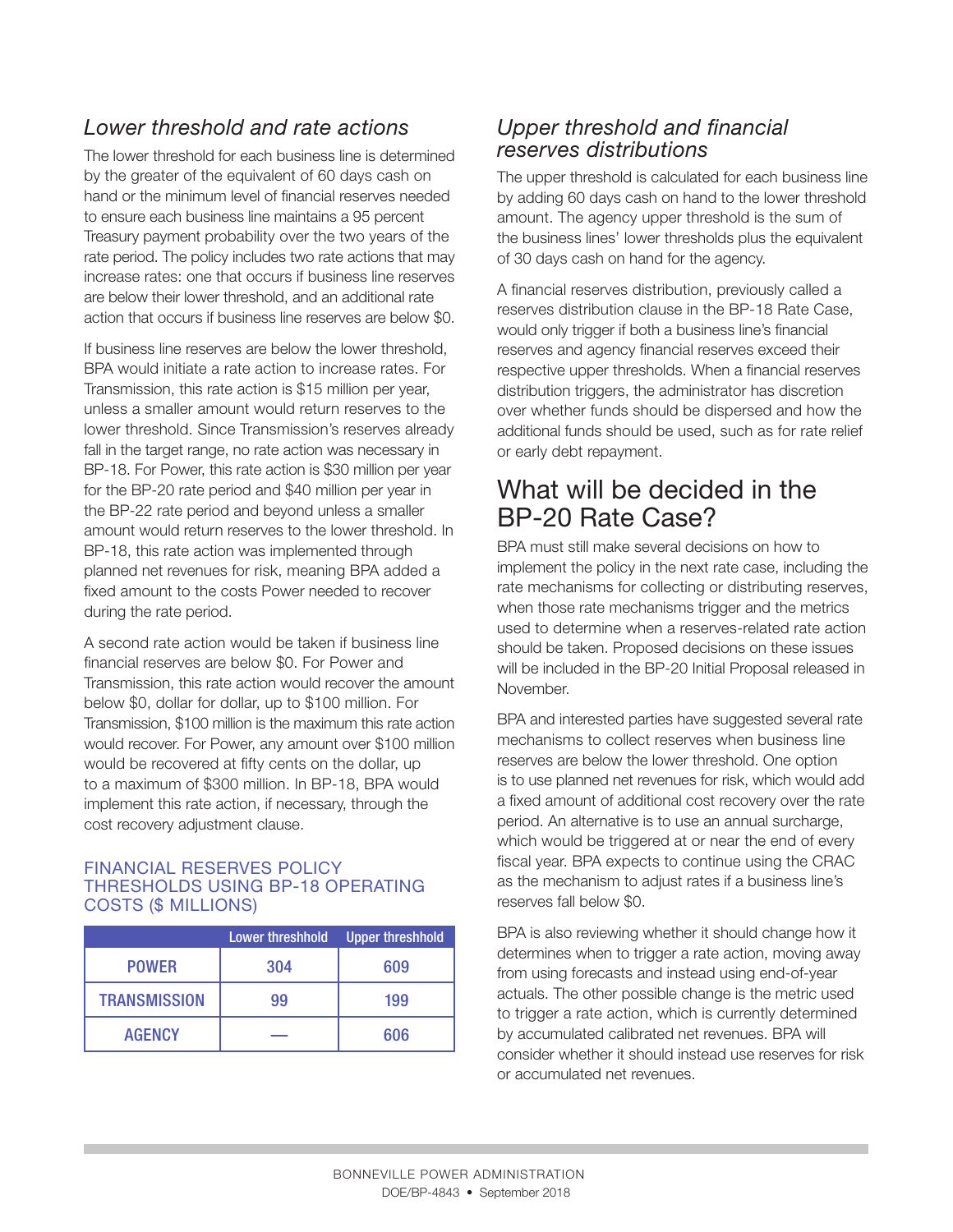### *Lower threshold and rate actions*

The lower threshold for each business line is determined by the greater of the equivalent of 60 days cash on hand or the minimum level of financial reserves needed to ensure each business line maintains a 95 percent Treasury payment probability over the two years of the rate period. The policy includes two rate actions that may increase rates: one that occurs if business line reserves are below their lower threshold, and an additional rate action that occurs if business line reserves are below $0.

If business line reserves are below the lower threshold, BPA would initiate a rate action to increase rates. For Transmission, this rate action is $15 million per year, unless a smaller amount would return reserves to the lower threshold. Since Transmission's reserves already fall in the target range, no rate action was necessary in BP-18. For Power, this rate action is $30 million per year for the BP-20 rate period and $40 million per year in the BP-22 rate period and beyond unless a smaller amount would return reserves to the lower threshold. In BP-18, this rate action was implemented through planned net revenues for risk, meaning BPA added a fixed amount to the costs Power needed to recover during the rate period.

A second rate action would be taken if business line financial reserves are below $0. For Power and Transmission, this rate action would recover the amount below $0, dollar for dollar, up to $100 million. For Transmission, $100 million is the maximum this rate action would recover. For Power, any amount over $100 million would be recovered at fifty cents on the dollar, up to a maximum of $300 million. In BP-18, BPA would implement this rate action, if necessary, through the cost recovery adjustment clause.

FINANCIAL RESERVES POLICY THRESHOLDS USING BP-18 OPERATING COSTS ($ MILLIONS)

| | Lower threshhold | Upper threshhold |
|---|---|---|
| POWER | 304 | 609 |
| TRANSMISSION | 99 | 199 |
| AGENCY | — | 606 |

### *Upper threshold and financial reserves distributions*

The upper threshold is calculated for each business line by adding 60 days cash on hand to the lower threshold amount. The agency upper threshold is the sum of the business lines' lower thresholds plus the equivalent of 30 days cash on hand for the agency.

A financial reserves distribution, previously called a reserves distribution clause in the BP-18 Rate Case, would only trigger if both a business line's financial reserves and agency financial reserves exceed their respective upper thresholds. When a financial reserves distribution triggers, the administrator has discretion over whether funds should be dispersed and how the additional funds should be used, such as for rate relief or early debt repayment.

## What will be decided in the BP-20 Rate Case?

BPA must still make several decisions on how to implement the policy in the next rate case, including the rate mechanisms for collecting or distributing reserves, when those rate mechanisms trigger and the metrics used to determine when a reserves-related rate action should be taken. Proposed decisions on these issues will be included in the BP-20 Initial Proposal released in November.

BPA and interested parties have suggested several rate mechanisms to collect reserves when business line reserves are below the lower threshold. One option is to use planned net revenues for risk, which would add a fixed amount of additional cost recovery over the rate period. An alternative is to use an annual surcharge, which would be triggered at or near the end of every fiscal year. BPA expects to continue using the CRAC as the mechanism to adjust rates if a business line's reserves fall below $0.

BPA is also reviewing whether it should change how it determines when to trigger a rate action, moving away from using forecasts and instead using end-of-year actuals. The other possible change is the metric used to trigger a rate action, which is currently determined by accumulated calibrated net revenues. BPA will consider whether it should instead use reserves for risk or accumulated net revenues.